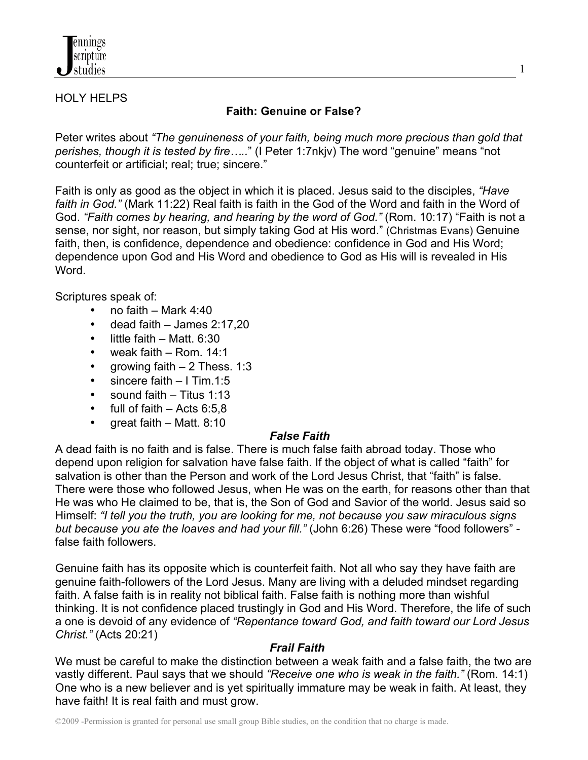HOLY HELPS

## Faith: Genuine or False?

Peter writes about *"The genuineness of your faith, being much more precious than gold that perishes, though it is tested by fire….."* (I Peter 1:7nkjv) The word "genuine" means "not counterfeit or artificial; real; true; sincere."

Faith is only as good as the object in which it is placed. Jesus said to the disciples, *"Have faith in God."* (Mark 11:22) Real faith is faith in the God of the Word and faith in the Word of God. *"Faith comes by hearing, and hearing by the word of God."* (Rom. 10:17) "Faith is not a sense, nor sight, nor reason, but simply taking God at His word." (Christmas Evans) Genuine faith, then, is confidence, dependence and obedience: confidence in God and His Word; dependence upon God and His Word and obedience to God as His will is revealed in His Word.

Scriptures speak of:

- no faith – Mark 4:40
- dead faith – James 2:17,20
- little faith – Matt. 6:30
- weak faith – Rom. 14:1
- growing faith – 2 Thess. 1:3
- sincere faith – I Tim.1:5
- sound faith – Titus 1:13
- full of faith – Acts 6:5,8
- great faith – Matt. 8:10

### *False Faith*

A dead faith is no faith and is false. There is much false faith abroad today. Those who depend upon religion for salvation have false faith. If the object of what is called "faith" for salvation is other than the Person and work of the Lord Jesus Christ, that "faith" is false. There were those who followed Jesus, when He was on the earth, for reasons other than that He was who He claimed to be, that is, the Son of God and Savior of the world. Jesus said so Himself: *"I tell you the truth, you are looking for me, not because you saw miraculous signs but because you ate the loaves and had your fill."* (John 6:26) These were "food followers" - false faith followers.

Genuine faith has its opposite which is counterfeit faith. Not all who say they have faith are genuine faith-followers of the Lord Jesus. Many are living with a deluded mindset regarding faith. A false faith is in reality not biblical faith. False faith is nothing more than wishful thinking. It is not confidence placed trustingly in God and His Word. Therefore, the life of such a one is devoid of any evidence of *"Repentance toward God, and faith toward our Lord Jesus Christ."* (Acts 20:21)

### *Frail Faith*

We must be careful to make the distinction between a weak faith and a false faith, the two are vastly different. Paul says that we should *"Receive one who is weak in the faith."* (Rom. 14:1) One who is a new believer and is yet spiritually immature may be weak in faith. At least, they have faith! It is real faith and must grow.

©2009 -Permission is granted for personal use small group Bible studies, on the condition that no charge is made.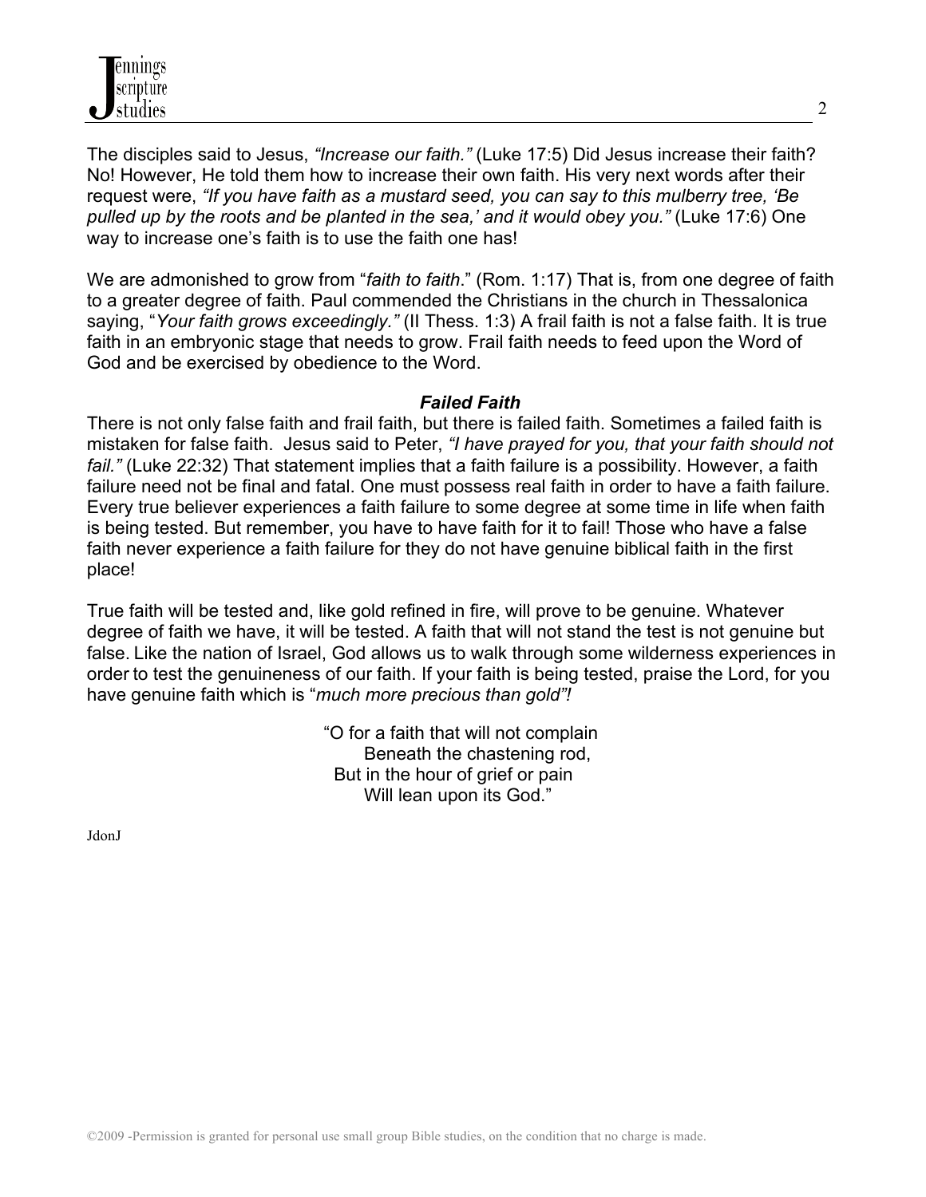The disciples said to Jesus, *"Increase our faith."* (Luke 17:5) Did Jesus increase their faith? No! However, He told them how to increase their own faith. His very next words after their request were, *"If you have faith as a mustard seed, you can say to this mulberry tree, 'Be pulled up by the roots and be planted in the sea,' and it would obey you."* (Luke 17:6) One way to increase one's faith is to use the faith one has!

We are admonished to grow from "*faith to faith*." (Rom. 1:17) That is, from one degree of faith to a greater degree of faith. Paul commended the Christians in the church in Thessalonica saying, "*Your faith grows exceedingly."* (II Thess. 1:3) A frail faith is not a false faith. It is true faith in an embryonic stage that needs to grow. Frail faith needs to feed upon the Word of God and be exercised by obedience to the Word.

### ***Failed Faith***

There is not only false faith and frail faith, but there is failed faith. Sometimes a failed faith is mistaken for false faith. Jesus said to Peter, *"I have prayed for you, that your faith should not fail."* (Luke 22:32) That statement implies that a faith failure is a possibility. However, a faith failure need not be final and fatal. One must possess real faith in order to have a faith failure. Every true believer experiences a faith failure to some degree at some time in life when faith is being tested. But remember, you have to have faith for it to fail! Those who have a false faith never experience a faith failure for they do not have genuine biblical faith in the first place!

True faith will be tested and, like gold refined in fire, will prove to be genuine. Whatever degree of faith we have, it will be tested. A faith that will not stand the test is not genuine but false. Like the nation of Israel, God allows us to walk through some wilderness experiences in order to test the genuineness of our faith. If your faith is being tested, praise the Lord, for you have genuine faith which is "*much more precious than gold"!*

> "O for a faith that will not complain
> Beneath the chastening rod,
> But in the hour of grief or pain
> Will lean upon its God."

JdonJ

©2009 -Permission is granted for personal use small group Bible studies, on the condition that no charge is made.